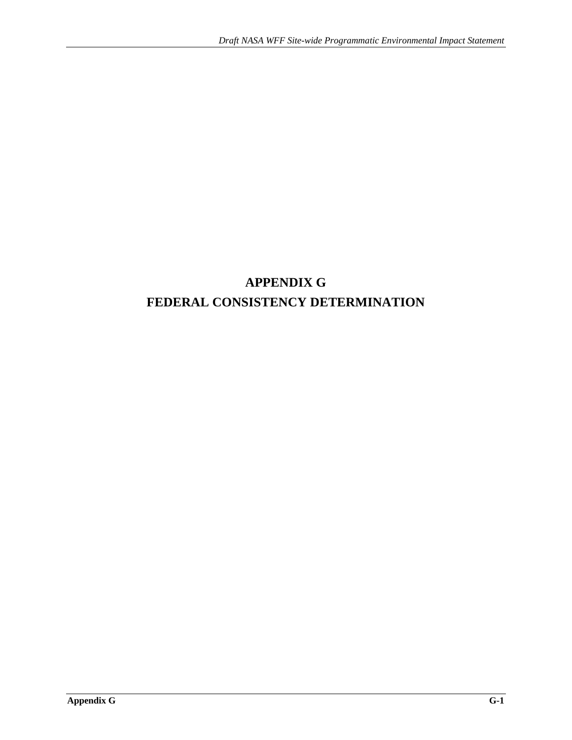# APPENDIX G
# FEDERAL CONSISTENCY DETERMINATION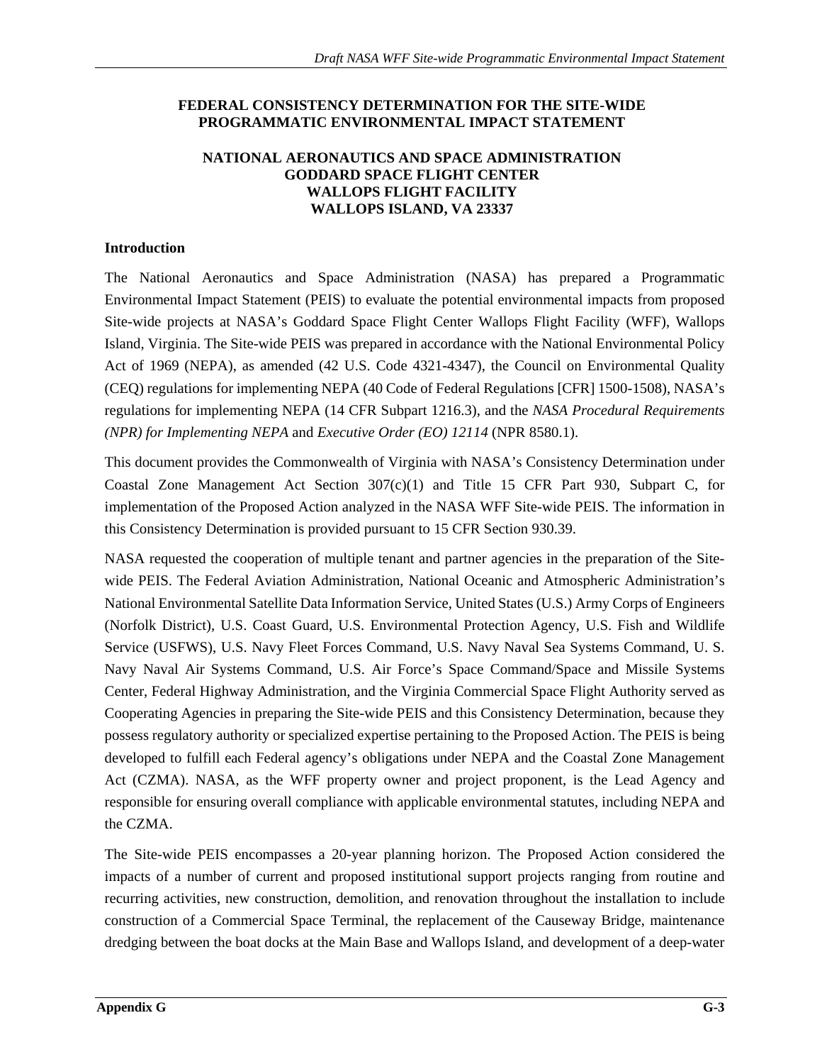**FEDERAL CONSISTENCY DETERMINATION FOR THE SITE-WIDE PROGRAMMATIC ENVIRONMENTAL IMPACT STATEMENT**

**NATIONAL AERONAUTICS AND SPACE ADMINISTRATION**
**GODDARD SPACE FLIGHT CENTER**
**WALLOPS FLIGHT FACILITY**
**WALLOPS ISLAND, VA 23337**

## Introduction

The National Aeronautics and Space Administration (NASA) has prepared a Programmatic Environmental Impact Statement (PEIS) to evaluate the potential environmental impacts from proposed Site-wide projects at NASA's Goddard Space Flight Center Wallops Flight Facility (WFF), Wallops Island, Virginia. The Site-wide PEIS was prepared in accordance with the National Environmental Policy Act of 1969 (NEPA), as amended (42 U.S. Code 4321-4347), the Council on Environmental Quality (CEQ) regulations for implementing NEPA (40 Code of Federal Regulations [CFR] 1500-1508), NASA's regulations for implementing NEPA (14 CFR Subpart 1216.3), and the *NASA Procedural Requirements (NPR) for Implementing NEPA* and *Executive Order (EO) 12114* (NPR 8580.1).

This document provides the Commonwealth of Virginia with NASA's Consistency Determination under Coastal Zone Management Act Section 307(c)(1) and Title 15 CFR Part 930, Subpart C, for implementation of the Proposed Action analyzed in the NASA WFF Site-wide PEIS. The information in this Consistency Determination is provided pursuant to 15 CFR Section 930.39.

NASA requested the cooperation of multiple tenant and partner agencies in the preparation of the Site-wide PEIS. The Federal Aviation Administration, National Oceanic and Atmospheric Administration's National Environmental Satellite Data Information Service, United States (U.S.) Army Corps of Engineers (Norfolk District), U.S. Coast Guard, U.S. Environmental Protection Agency, U.S. Fish and Wildlife Service (USFWS), U.S. Navy Fleet Forces Command, U.S. Navy Naval Sea Systems Command, U. S. Navy Naval Air Systems Command, U.S. Air Force's Space Command/Space and Missile Systems Center, Federal Highway Administration, and the Virginia Commercial Space Flight Authority served as Cooperating Agencies in preparing the Site-wide PEIS and this Consistency Determination, because they possess regulatory authority or specialized expertise pertaining to the Proposed Action. The PEIS is being developed to fulfill each Federal agency's obligations under NEPA and the Coastal Zone Management Act (CZMA). NASA, as the WFF property owner and project proponent, is the Lead Agency and responsible for ensuring overall compliance with applicable environmental statutes, including NEPA and the CZMA.

The Site-wide PEIS encompasses a 20-year planning horizon. The Proposed Action considered the impacts of a number of current and proposed institutional support projects ranging from routine and recurring activities, new construction, demolition, and renovation throughout the installation to include construction of a Commercial Space Terminal, the replacement of the Causeway Bridge, maintenance dredging between the boat docks at the Main Base and Wallops Island, and development of a deep-water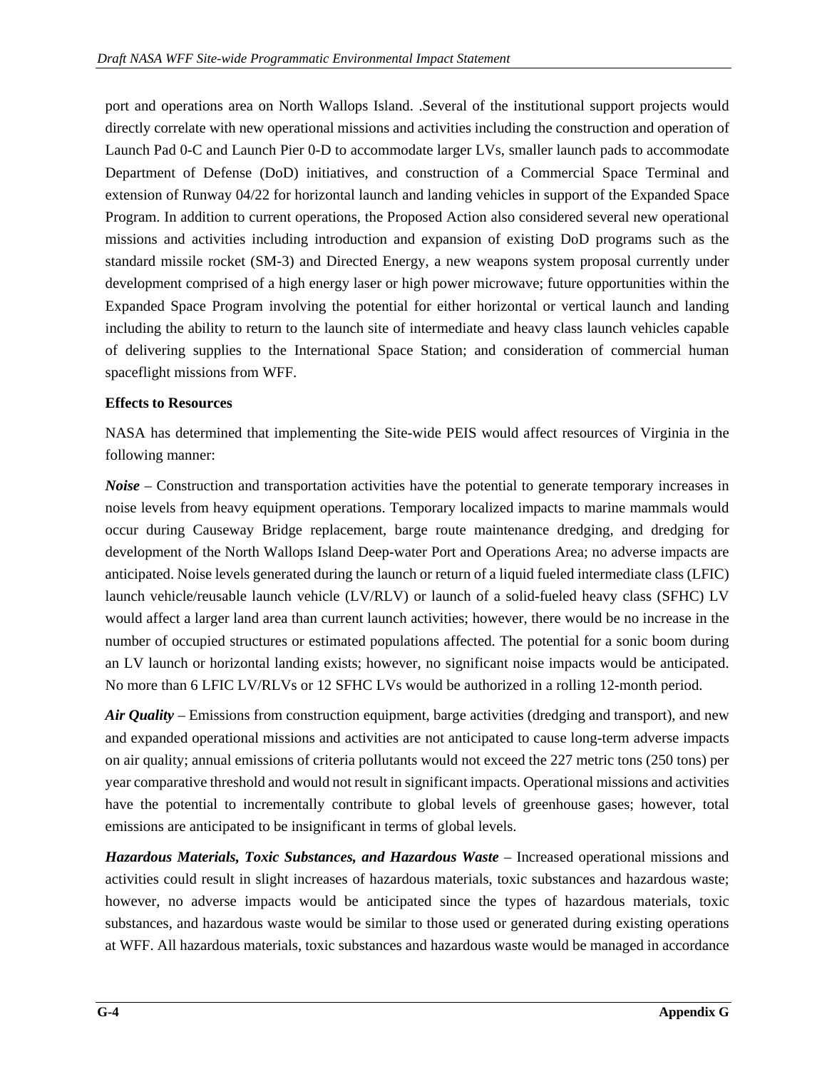port and operations area on North Wallops Island. .Several of the institutional support projects would directly correlate with new operational missions and activities including the construction and operation of Launch Pad 0-C and Launch Pier 0-D to accommodate larger LVs, smaller launch pads to accommodate Department of Defense (DoD) initiatives, and construction of a Commercial Space Terminal and extension of Runway 04/22 for horizontal launch and landing vehicles in support of the Expanded Space Program. In addition to current operations, the Proposed Action also considered several new operational missions and activities including introduction and expansion of existing DoD programs such as the standard missile rocket (SM-3) and Directed Energy, a new weapons system proposal currently under development comprised of a high energy laser or high power microwave; future opportunities within the Expanded Space Program involving the potential for either horizontal or vertical launch and landing including the ability to return to the launch site of intermediate and heavy class launch vehicles capable of delivering supplies to the International Space Station; and consideration of commercial human spaceflight missions from WFF.

**Effects to Resources**

NASA has determined that implementing the Site-wide PEIS would affect resources of Virginia in the following manner:

***Noise*** – Construction and transportation activities have the potential to generate temporary increases in noise levels from heavy equipment operations. Temporary localized impacts to marine mammals would occur during Causeway Bridge replacement, barge route maintenance dredging, and dredging for development of the North Wallops Island Deep-water Port and Operations Area; no adverse impacts are anticipated. Noise levels generated during the launch or return of a liquid fueled intermediate class (LFIC) launch vehicle/reusable launch vehicle (LV/RLV) or launch of a solid-fueled heavy class (SFHC) LV would affect a larger land area than current launch activities; however, there would be no increase in the number of occupied structures or estimated populations affected. The potential for a sonic boom during an LV launch or horizontal landing exists; however, no significant noise impacts would be anticipated. No more than 6 LFIC LV/RLVs or 12 SFHC LVs would be authorized in a rolling 12-month period.

***Air Quality*** – Emissions from construction equipment, barge activities (dredging and transport), and new and expanded operational missions and activities are not anticipated to cause long-term adverse impacts on air quality; annual emissions of criteria pollutants would not exceed the 227 metric tons (250 tons) per year comparative threshold and would not result in significant impacts. Operational missions and activities have the potential to incrementally contribute to global levels of greenhouse gases; however, total emissions are anticipated to be insignificant in terms of global levels.

***Hazardous Materials, Toxic Substances, and Hazardous Waste*** – Increased operational missions and activities could result in slight increases of hazardous materials, toxic substances and hazardous waste; however, no adverse impacts would be anticipated since the types of hazardous materials, toxic substances, and hazardous waste would be similar to those used or generated during existing operations at WFF. All hazardous materials, toxic substances and hazardous waste would be managed in accordance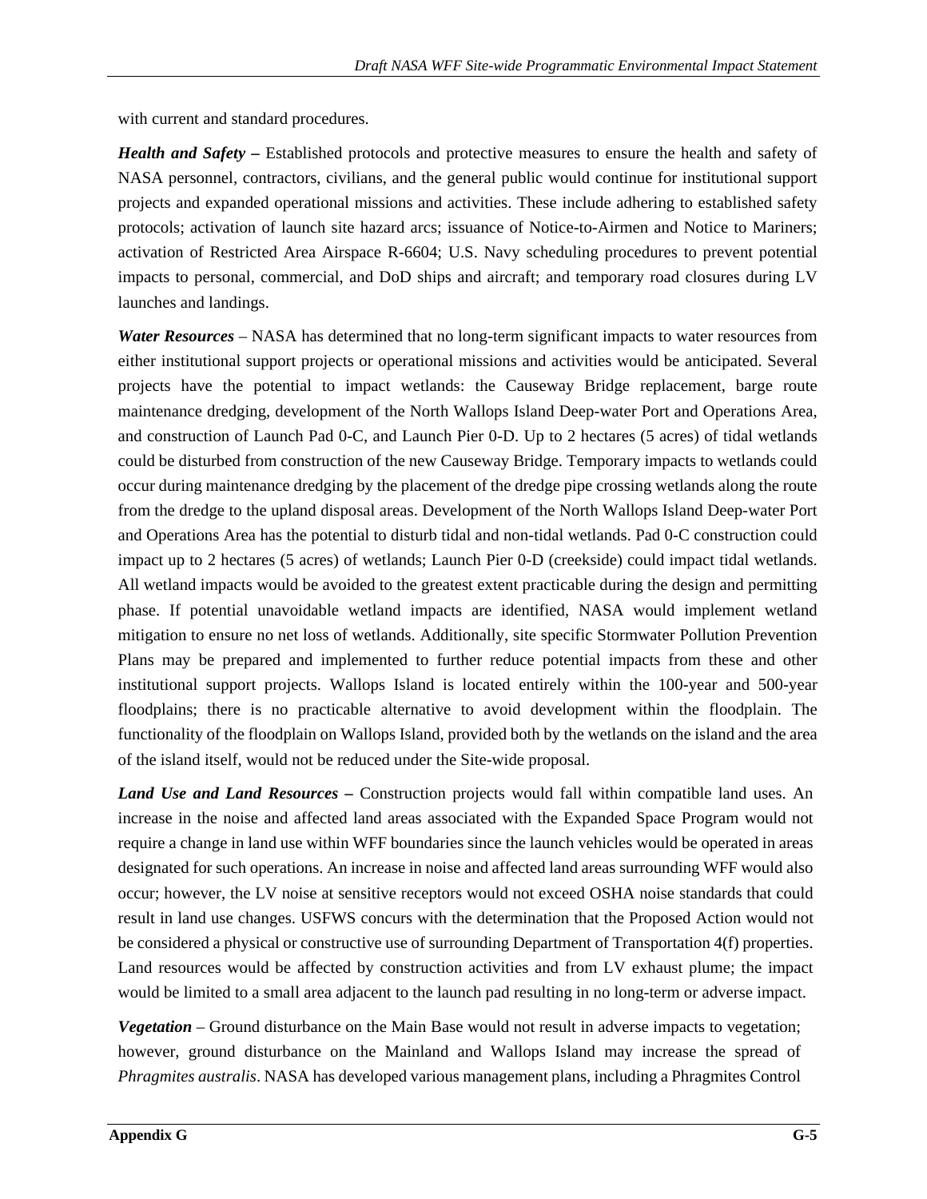with current and standard procedures.

***Health and Safety –*** Established protocols and protective measures to ensure the health and safety of NASA personnel, contractors, civilians, and the general public would continue for institutional support projects and expanded operational missions and activities. These include adhering to established safety protocols; activation of launch site hazard arcs; issuance of Notice-to-Airmen and Notice to Mariners; activation of Restricted Area Airspace R-6604; U.S. Navy scheduling procedures to prevent potential impacts to personal, commercial, and DoD ships and aircraft; and temporary road closures during LV launches and landings.

***Water Resources*** – NASA has determined that no long-term significant impacts to water resources from either institutional support projects or operational missions and activities would be anticipated. Several projects have the potential to impact wetlands: the Causeway Bridge replacement, barge route maintenance dredging, development of the North Wallops Island Deep-water Port and Operations Area, and construction of Launch Pad 0-C, and Launch Pier 0-D. Up to 2 hectares (5 acres) of tidal wetlands could be disturbed from construction of the new Causeway Bridge. Temporary impacts to wetlands could occur during maintenance dredging by the placement of the dredge pipe crossing wetlands along the route from the dredge to the upland disposal areas. Development of the North Wallops Island Deep-water Port and Operations Area has the potential to disturb tidal and non-tidal wetlands. Pad 0-C construction could impact up to 2 hectares (5 acres) of wetlands; Launch Pier 0-D (creekside) could impact tidal wetlands. All wetland impacts would be avoided to the greatest extent practicable during the design and permitting phase. If potential unavoidable wetland impacts are identified, NASA would implement wetland mitigation to ensure no net loss of wetlands. Additionally, site specific Stormwater Pollution Prevention Plans may be prepared and implemented to further reduce potential impacts from these and other institutional support projects. Wallops Island is located entirely within the 100-year and 500-year floodplains; there is no practicable alternative to avoid development within the floodplain. The functionality of the floodplain on Wallops Island, provided both by the wetlands on the island and the area of the island itself, would not be reduced under the Site-wide proposal.

***Land Use and Land Resources –*** Construction projects would fall within compatible land uses. An increase in the noise and affected land areas associated with the Expanded Space Program would not require a change in land use within WFF boundaries since the launch vehicles would be operated in areas designated for such operations. An increase in noise and affected land areas surrounding WFF would also occur; however, the LV noise at sensitive receptors would not exceed OSHA noise standards that could result in land use changes. USFWS concurs with the determination that the Proposed Action would not be considered a physical or constructive use of surrounding Department of Transportation 4(f) properties. Land resources would be affected by construction activities and from LV exhaust plume; the impact would be limited to a small area adjacent to the launch pad resulting in no long-term or adverse impact.

***Vegetation*** – Ground disturbance on the Main Base would not result in adverse impacts to vegetation; however, ground disturbance on the Mainland and Wallops Island may increase the spread of *Phragmites australis*. NASA has developed various management plans, including a Phragmites Control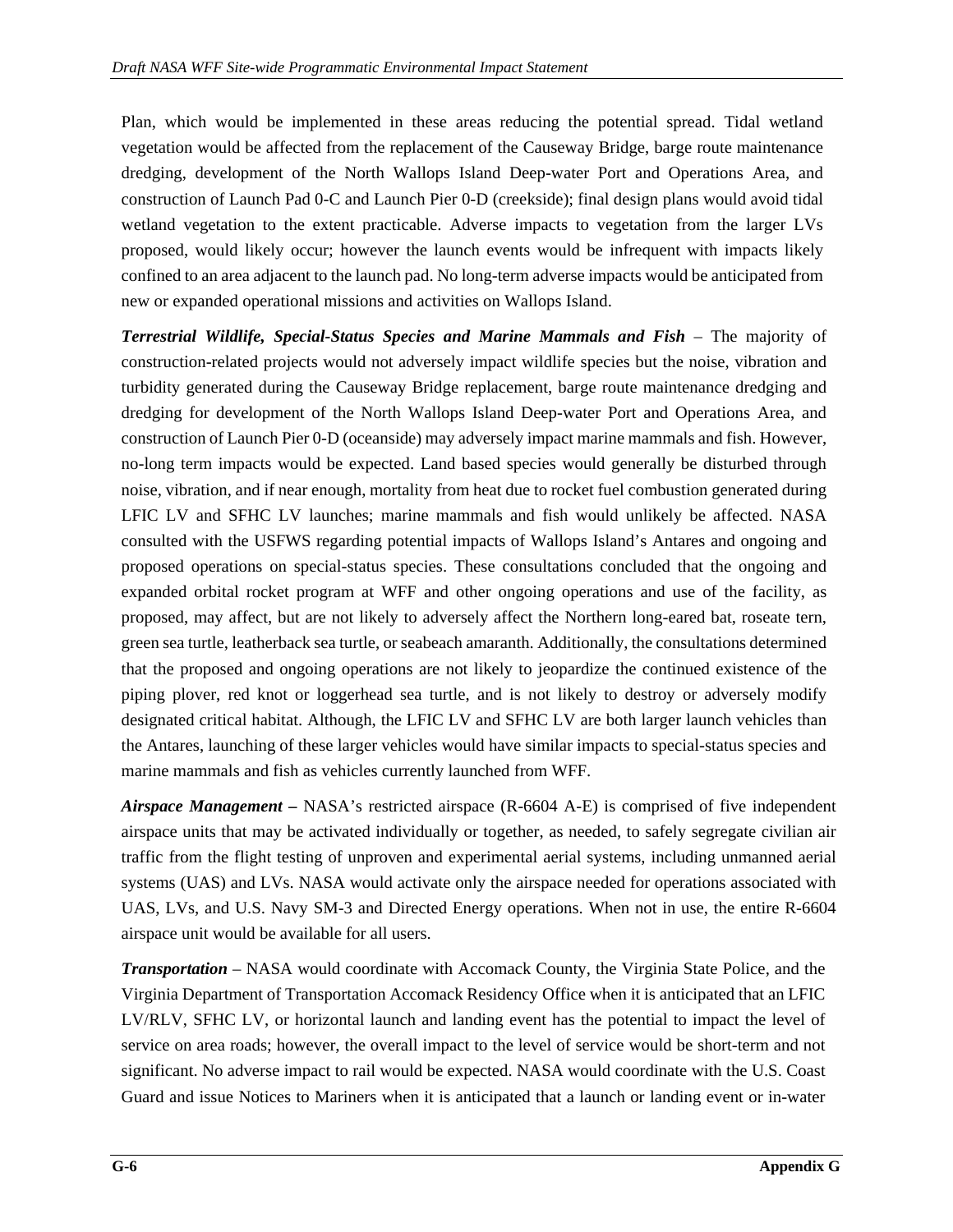Plan, which would be implemented in these areas reducing the potential spread. Tidal wetland vegetation would be affected from the replacement of the Causeway Bridge, barge route maintenance dredging, development of the North Wallops Island Deep-water Port and Operations Area, and construction of Launch Pad 0-C and Launch Pier 0-D (creekside); final design plans would avoid tidal wetland vegetation to the extent practicable. Adverse impacts to vegetation from the larger LVs proposed, would likely occur; however the launch events would be infrequent with impacts likely confined to an area adjacent to the launch pad. No long-term adverse impacts would be anticipated from new or expanded operational missions and activities on Wallops Island.

***Terrestrial Wildlife, Special-Status Species and Marine Mammals and Fish*** – The majority of construction-related projects would not adversely impact wildlife species but the noise, vibration and turbidity generated during the Causeway Bridge replacement, barge route maintenance dredging and dredging for development of the North Wallops Island Deep-water Port and Operations Area, and construction of Launch Pier 0-D (oceanside) may adversely impact marine mammals and fish. However, no-long term impacts would be expected. Land based species would generally be disturbed through noise, vibration, and if near enough, mortality from heat due to rocket fuel combustion generated during LFIC LV and SFHC LV launches; marine mammals and fish would unlikely be affected. NASA consulted with the USFWS regarding potential impacts of Wallops Island's Antares and ongoing and proposed operations on special-status species. These consultations concluded that the ongoing and expanded orbital rocket program at WFF and other ongoing operations and use of the facility, as proposed, may affect, but are not likely to adversely affect the Northern long-eared bat, roseate tern, green sea turtle, leatherback sea turtle, or seabeach amaranth. Additionally, the consultations determined that the proposed and ongoing operations are not likely to jeopardize the continued existence of the piping plover, red knot or loggerhead sea turtle, and is not likely to destroy or adversely modify designated critical habitat. Although, the LFIC LV and SFHC LV are both larger launch vehicles than the Antares, launching of these larger vehicles would have similar impacts to special-status species and marine mammals and fish as vehicles currently launched from WFF.

***Airspace Management*** **–** NASA's restricted airspace (R-6604 A-E) is comprised of five independent airspace units that may be activated individually or together, as needed, to safely segregate civilian air traffic from the flight testing of unproven and experimental aerial systems, including unmanned aerial systems (UAS) and LVs. NASA would activate only the airspace needed for operations associated with UAS, LVs, and U.S. Navy SM-3 and Directed Energy operations. When not in use, the entire R-6604 airspace unit would be available for all users.

***Transportation*** – NASA would coordinate with Accomack County, the Virginia State Police, and the Virginia Department of Transportation Accomack Residency Office when it is anticipated that an LFIC LV/RLV, SFHC LV, or horizontal launch and landing event has the potential to impact the level of service on area roads; however, the overall impact to the level of service would be short-term and not significant. No adverse impact to rail would be expected. NASA would coordinate with the U.S. Coast Guard and issue Notices to Mariners when it is anticipated that a launch or landing event or in-water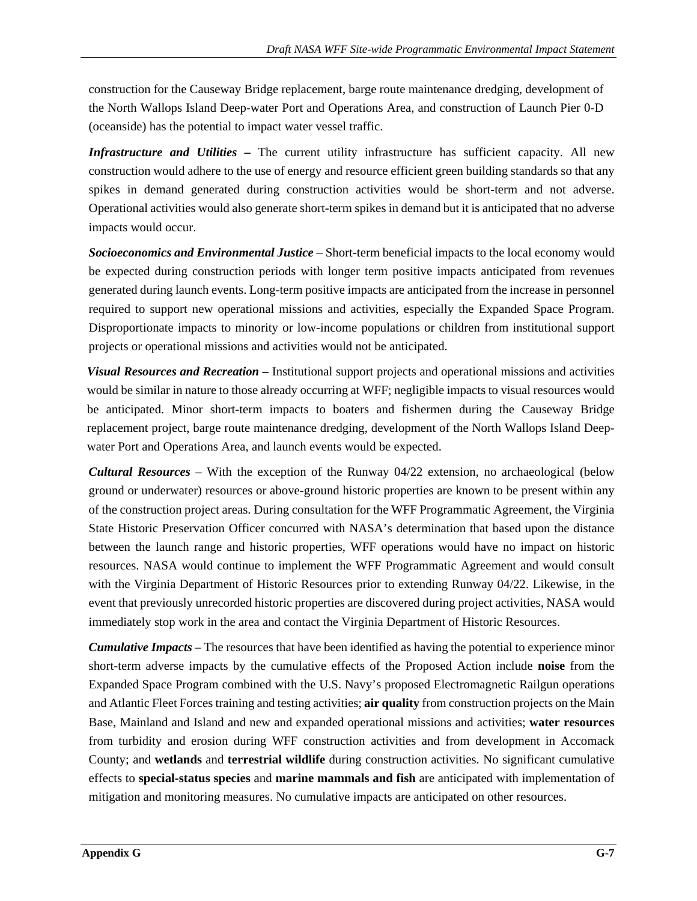construction for the Causeway Bridge replacement, barge route maintenance dredging, development of the North Wallops Island Deep-water Port and Operations Area, and construction of Launch Pier 0-D (oceanside) has the potential to impact water vessel traffic.

***Infrastructure and Utilities –*** The current utility infrastructure has sufficient capacity. All new construction would adhere to the use of energy and resource efficient green building standards so that any spikes in demand generated during construction activities would be short-term and not adverse. Operational activities would also generate short-term spikes in demand but it is anticipated that no adverse impacts would occur.

***Socioeconomics and Environmental Justice*** – Short-term beneficial impacts to the local economy would be expected during construction periods with longer term positive impacts anticipated from revenues generated during launch events. Long-term positive impacts are anticipated from the increase in personnel required to support new operational missions and activities, especially the Expanded Space Program. Disproportionate impacts to minority or low-income populations or children from institutional support projects or operational missions and activities would not be anticipated.

***Visual Resources and Recreation –*** Institutional support projects and operational missions and activities would be similar in nature to those already occurring at WFF; negligible impacts to visual resources would be anticipated. Minor short-term impacts to boaters and fishermen during the Causeway Bridge replacement project, barge route maintenance dredging, development of the North Wallops Island Deep-water Port and Operations Area, and launch events would be expected.

***Cultural Resources*** – With the exception of the Runway 04/22 extension, no archaeological (below ground or underwater) resources or above-ground historic properties are known to be present within any of the construction project areas. During consultation for the WFF Programmatic Agreement, the Virginia State Historic Preservation Officer concurred with NASA's determination that based upon the distance between the launch range and historic properties, WFF operations would have no impact on historic resources. NASA would continue to implement the WFF Programmatic Agreement and would consult with the Virginia Department of Historic Resources prior to extending Runway 04/22. Likewise, in the event that previously unrecorded historic properties are discovered during project activities, NASA would immediately stop work in the area and contact the Virginia Department of Historic Resources.

***Cumulative Impacts*** – The resources that have been identified as having the potential to experience minor short-term adverse impacts by the cumulative effects of the Proposed Action include **noise** from the Expanded Space Program combined with the U.S. Navy's proposed Electromagnetic Railgun operations and Atlantic Fleet Forces training and testing activities; **air quality** from construction projects on the Main Base, Mainland and Island and new and expanded operational missions and activities; **water resources** from turbidity and erosion during WFF construction activities and from development in Accomack County; and **wetlands** and **terrestrial wildlife** during construction activities. No significant cumulative effects to **special-status species** and **marine mammals and fish** are anticipated with implementation of mitigation and monitoring measures. No cumulative impacts are anticipated on other resources.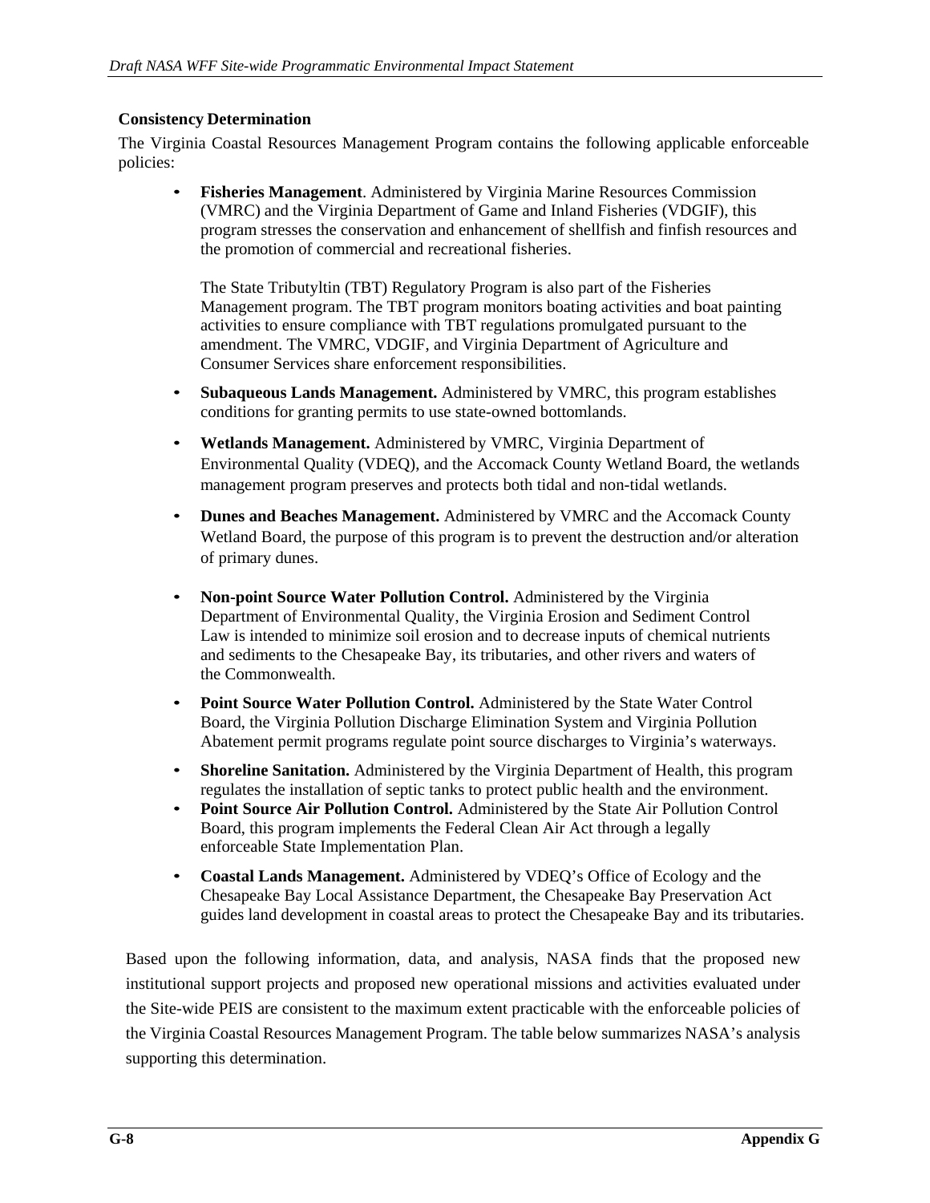**Consistency Determination**

The Virginia Coastal Resources Management Program contains the following applicable enforceable policies:

- **Fisheries Management**. Administered by Virginia Marine Resources Commission (VMRC) and the Virginia Department of Game and Inland Fisheries (VDGIF), this program stresses the conservation and enhancement of shellfish and finfish resources and the promotion of commercial and recreational fisheries.

  The State Tributyltin (TBT) Regulatory Program is also part of the Fisheries Management program. The TBT program monitors boating activities and boat painting activities to ensure compliance with TBT regulations promulgated pursuant to the amendment. The VMRC, VDGIF, and Virginia Department of Agriculture and Consumer Services share enforcement responsibilities.

- **Subaqueous Lands Management.** Administered by VMRC, this program establishes conditions for granting permits to use state-owned bottomlands.

- **Wetlands Management.** Administered by VMRC, Virginia Department of Environmental Quality (VDEQ), and the Accomack County Wetland Board, the wetlands management program preserves and protects both tidal and non-tidal wetlands.

- **Dunes and Beaches Management.** Administered by VMRC and the Accomack County Wetland Board, the purpose of this program is to prevent the destruction and/or alteration of primary dunes.

- **Non-point Source Water Pollution Control.** Administered by the Virginia Department of Environmental Quality, the Virginia Erosion and Sediment Control Law is intended to minimize soil erosion and to decrease inputs of chemical nutrients and sediments to the Chesapeake Bay, its tributaries, and other rivers and waters of the Commonwealth.

- **Point Source Water Pollution Control.** Administered by the State Water Control Board, the Virginia Pollution Discharge Elimination System and Virginia Pollution Abatement permit programs regulate point source discharges to Virginia's waterways.

- **Shoreline Sanitation.** Administered by the Virginia Department of Health, this program regulates the installation of septic tanks to protect public health and the environment.
- **Point Source Air Pollution Control.** Administered by the State Air Pollution Control Board, this program implements the Federal Clean Air Act through a legally enforceable State Implementation Plan.

- **Coastal Lands Management.** Administered by VDEQ's Office of Ecology and the Chesapeake Bay Local Assistance Department, the Chesapeake Bay Preservation Act guides land development in coastal areas to protect the Chesapeake Bay and its tributaries.

Based upon the following information, data, and analysis, NASA finds that the proposed new institutional support projects and proposed new operational missions and activities evaluated under the Site-wide PEIS are consistent to the maximum extent practicable with the enforceable policies of the Virginia Coastal Resources Management Program. The table below summarizes NASA's analysis supporting this determination.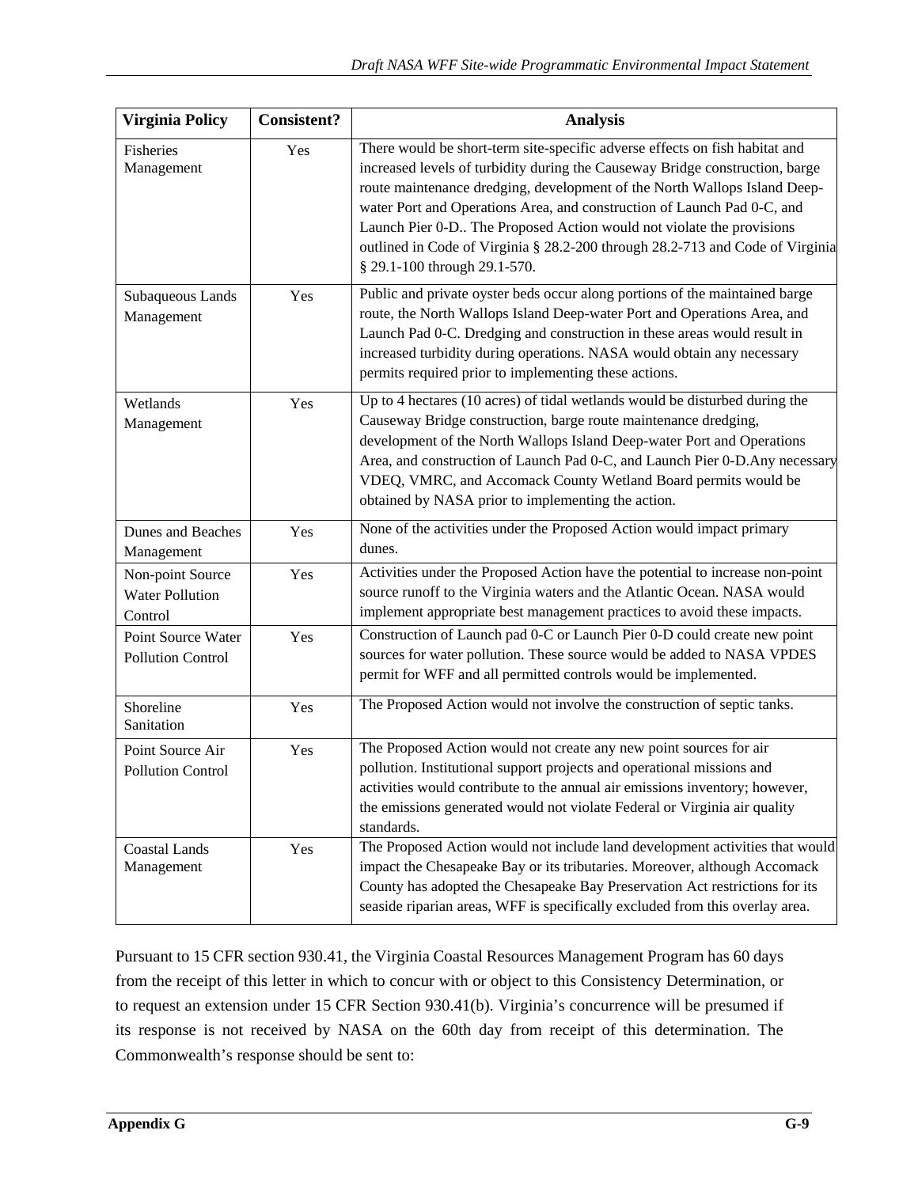| Virginia Policy | Consistent? | Analysis |
| --- | --- | --- |
| Fisheries Management | Yes | There would be short-term site-specific adverse effects on fish habitat and increased levels of turbidity during the Causeway Bridge construction, barge route maintenance dredging, development of the North Wallops Island Deep-water Port and Operations Area, and construction of Launch Pad 0-C, and Launch Pier 0-D.. The Proposed Action would not violate the provisions outlined in Code of Virginia § 28.2-200 through 28.2-713 and Code of Virginia § 29.1-100 through 29.1-570. |
| Subaqueous Lands Management | Yes | Public and private oyster beds occur along portions of the maintained barge route, the North Wallops Island Deep-water Port and Operations Area, and Launch Pad 0-C. Dredging and construction in these areas would result in increased turbidity during operations. NASA would obtain any necessary permits required prior to implementing these actions. |
| Wetlands Management | Yes | Up to 4 hectares (10 acres) of tidal wetlands would be disturbed during the Causeway Bridge construction, barge route maintenance dredging, development of the North Wallops Island Deep-water Port and Operations Area, and construction of Launch Pad 0-C, and Launch Pier 0-D.Any necessary VDEQ, VMRC, and Accomack County Wetland Board permits would be obtained by NASA prior to implementing the action. |
| Dunes and Beaches Management | Yes | None of the activities under the Proposed Action would impact primary dunes. |
| Non-point Source Water Pollution Control | Yes | Activities under the Proposed Action have the potential to increase non-point source runoff to the Virginia waters and the Atlantic Ocean. NASA would implement appropriate best management practices to avoid these impacts. |
| Point Source Water Pollution Control | Yes | Construction of Launch pad 0-C or Launch Pier 0-D could create new point sources for water pollution. These source would be added to NASA VPDES permit for WFF and all permitted controls would be implemented. |
| Shoreline Sanitation | Yes | The Proposed Action would not involve the construction of septic tanks. |
| Point Source Air Pollution Control | Yes | The Proposed Action would not create any new point sources for air pollution. Institutional support projects and operational missions and activities would contribute to the annual air emissions inventory; however, the emissions generated would not violate Federal or Virginia air quality standards. |
| Coastal Lands Management | Yes | The Proposed Action would not include land development activities that would impact the Chesapeake Bay or its tributaries. Moreover, although Accomack County has adopted the Chesapeake Bay Preservation Act restrictions for its seaside riparian areas, WFF is specifically excluded from this overlay area. |

Pursuant to 15 CFR section 930.41, the Virginia Coastal Resources Management Program has 60 days from the receipt of this letter in which to concur with or object to this Consistency Determination, or to request an extension under 15 CFR Section 930.41(b). Virginia's concurrence will be presumed if its response is not received by NASA on the 60th day from receipt of this determination. The Commonwealth's response should be sent to: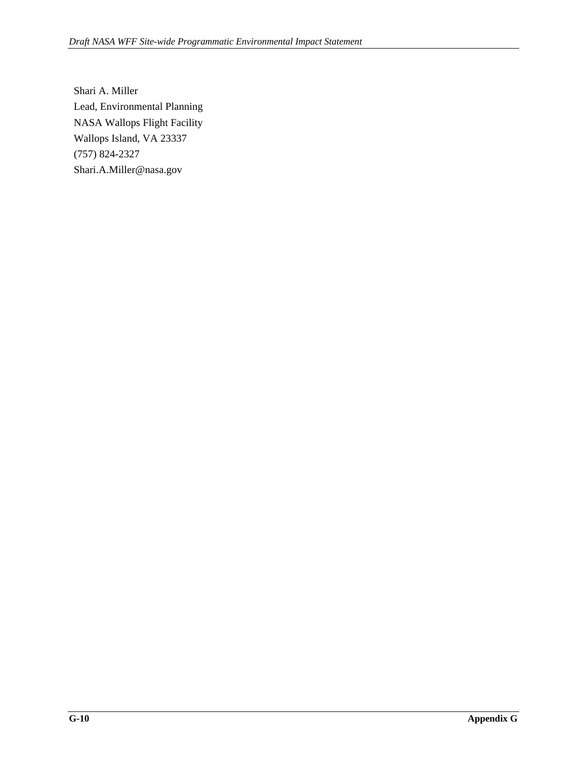Shari A. Miller  
Lead, Environmental Planning  
NASA Wallops Flight Facility  
Wallops Island, VA 23337  
(757) 824-2327  
Shari.A.Miller@nasa.gov